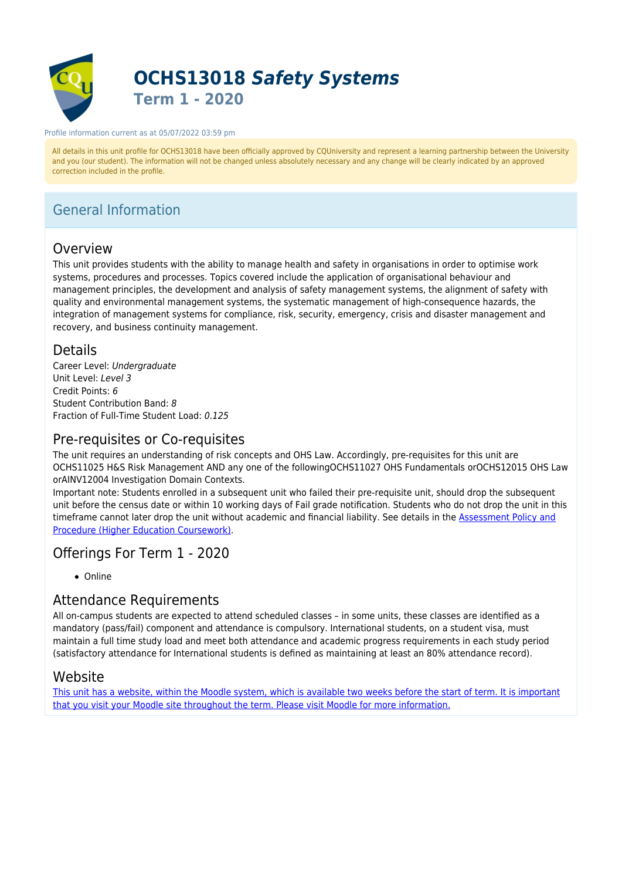# OCHS13018 *Safety Systems*

## Term 1 - 2020

Profile information current as at 05/07/2022 03:59 pm

All details in this unit profile for OCHS13018 have been officially approved by CQUniversity and represent a learning partnership between the University and you (our student). The information will not be changed unless absolutely necessary and any change will be clearly indicated by an approved correction included in the profile.

## General Information

### Overview

This unit provides students with the ability to manage health and safety in organisations in order to optimise work systems, procedures and processes. Topics covered include the application of organisational behaviour and management principles, the development and analysis of safety management systems, the alignment of safety with quality and environmental management systems, the systematic management of high-consequence hazards, the integration of management systems for compliance, risk, security, emergency, crisis and disaster management and recovery, and business continuity management.

### Details

Career Level: *Undergraduate*
Unit Level: *Level 3*
Credit Points: *6*
Student Contribution Band: *8*
Fraction of Full-Time Student Load: *0.125*

### Pre-requisites or Co-requisites

The unit requires an understanding of risk concepts and OHS Law. Accordingly, pre-requisites for this unit are OCHS11025 H&S Risk Management AND any one of the followingOCHS11027 OHS Fundamentals orOCHS12015 OHS Law orAINV12004 Investigation Domain Contexts.

Important note: Students enrolled in a subsequent unit who failed their pre-requisite unit, should drop the subsequent unit before the census date or within 10 working days of Fail grade notification. Students who do not drop the unit in this timeframe cannot later drop the unit without academic and financial liability. See details in the [Assessment Policy and Procedure (Higher Education Coursework)](#).

### Offerings For Term 1 - 2020

- Online

### Attendance Requirements

All on-campus students are expected to attend scheduled classes – in some units, these classes are identified as a mandatory (pass/fail) component and attendance is compulsory. International students, on a student visa, must maintain a full time study load and meet both attendance and academic progress requirements in each study period (satisfactory attendance for International students is defined as maintaining at least an 80% attendance record).

### Website

[This unit has a website, within the Moodle system, which is available two weeks before the start of term. It is important that you visit your Moodle site throughout the term. Please visit Moodle for more information.](#)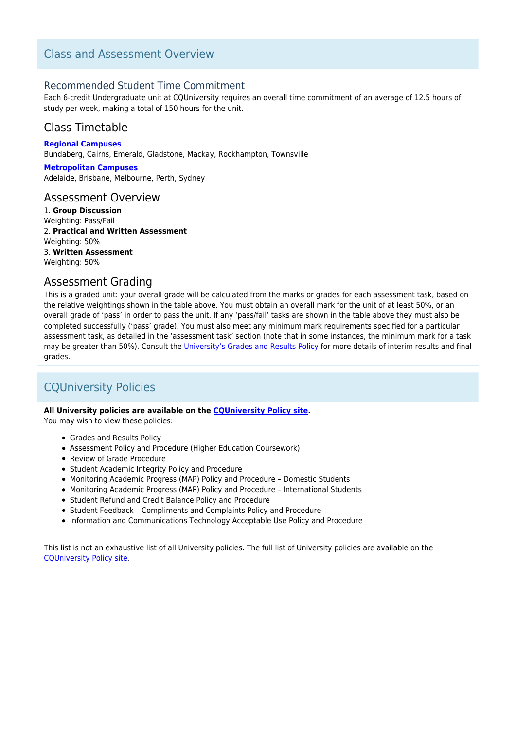## Class and Assessment Overview

### Recommended Student Time Commitment

Each 6-credit Undergraduate unit at CQUniversity requires an overall time commitment of an average of 12.5 hours of study per week, making a total of 150 hours for the unit.

### Class Timetable

**Regional Campuses**
Bundaberg, Cairns, Emerald, Gladstone, Mackay, Rockhampton, Townsville

**Metropolitan Campuses**
Adelaide, Brisbane, Melbourne, Perth, Sydney

### Assessment Overview

1. **Group Discussion**
Weighting: Pass/Fail
2. **Practical and Written Assessment**
Weighting: 50%
3. **Written Assessment**
Weighting: 50%

### Assessment Grading

This is a graded unit: your overall grade will be calculated from the marks or grades for each assessment task, based on the relative weightings shown in the table above. You must obtain an overall mark for the unit of at least 50%, or an overall grade of 'pass' in order to pass the unit. If any 'pass/fail' tasks are shown in the table above they must also be completed successfully ('pass' grade). You must also meet any minimum mark requirements specified for a particular assessment task, as detailed in the 'assessment task' section (note that in some instances, the minimum mark for a task may be greater than 50%). Consult the University's Grades and Results Policy for more details of interim results and final grades.

## CQUniversity Policies

**All University policies are available on the CQUniversity Policy site.**
You may wish to view these policies:

- Grades and Results Policy
- Assessment Policy and Procedure (Higher Education Coursework)
- Review of Grade Procedure
- Student Academic Integrity Policy and Procedure
- Monitoring Academic Progress (MAP) Policy and Procedure – Domestic Students
- Monitoring Academic Progress (MAP) Policy and Procedure – International Students
- Student Refund and Credit Balance Policy and Procedure
- Student Feedback – Compliments and Complaints Policy and Procedure
- Information and Communications Technology Acceptable Use Policy and Procedure

This list is not an exhaustive list of all University policies. The full list of University policies are available on the CQUniversity Policy site.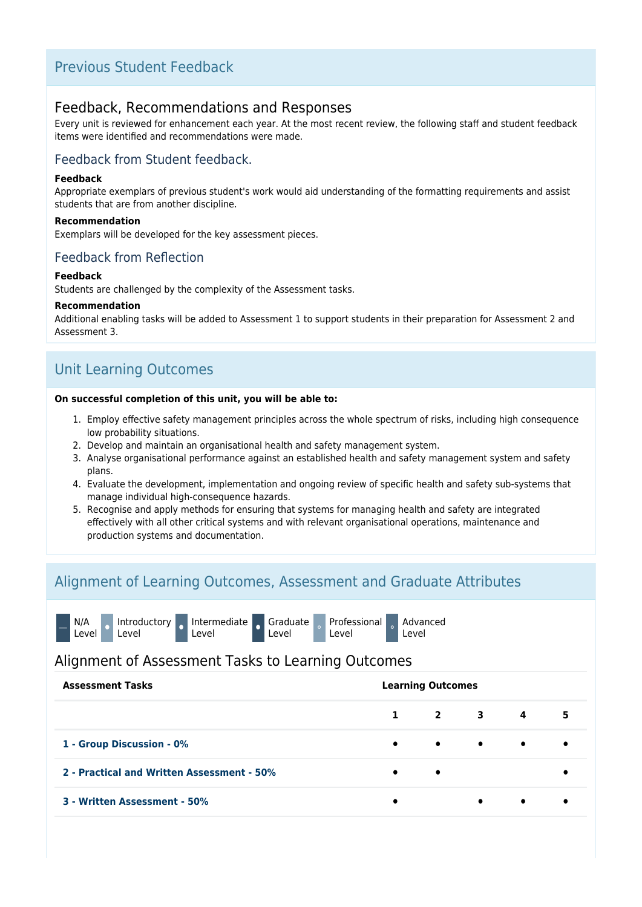## Previous Student Feedback

### Feedback, Recommendations and Responses

Every unit is reviewed for enhancement each year. At the most recent review, the following staff and student feedback items were identified and recommendations were made.

#### Feedback from Student feedback.

**Feedback**

Appropriate exemplars of previous student's work would aid understanding of the formatting requirements and assist students that are from another discipline.

**Recommendation**

Exemplars will be developed for the key assessment pieces.

#### Feedback from Reflection

**Feedback**

Students are challenged by the complexity of the Assessment tasks.

**Recommendation**

Additional enabling tasks will be added to Assessment 1 to support students in their preparation for Assessment 2 and Assessment 3.

## Unit Learning Outcomes

**On successful completion of this unit, you will be able to:**

1. Employ effective safety management principles across the whole spectrum of risks, including high consequence low probability situations.
2. Develop and maintain an organisational health and safety management system.
3. Analyse organisational performance against an established health and safety management system and safety plans.
4. Evaluate the development, implementation and ongoing review of specific health and safety sub-systems that manage individual high-consequence hazards.
5. Recognise and apply methods for ensuring that systems for managing health and safety are integrated effectively with all other critical systems and with relevant organisational operations, maintenance and production systems and documentation.

## Alignment of Learning Outcomes, Assessment and Graduate Attributes

— N/A Level · Introductory Level · Intermediate Level · Graduate Level · Professional Level · Advanced Level

### Alignment of Assessment Tasks to Learning Outcomes

| Assessment Tasks | Learning Outcomes | | | | |
|---|---|---|---|---|---|
| | 1 | 2 | 3 | 4 | 5 |
| **1 - Group Discussion - 0%** | • | • | • | • | • |
| **2 - Practical and Written Assessment - 50%** | • | • | | | • |
| **3 - Written Assessment - 50%** | • | | • | • | • |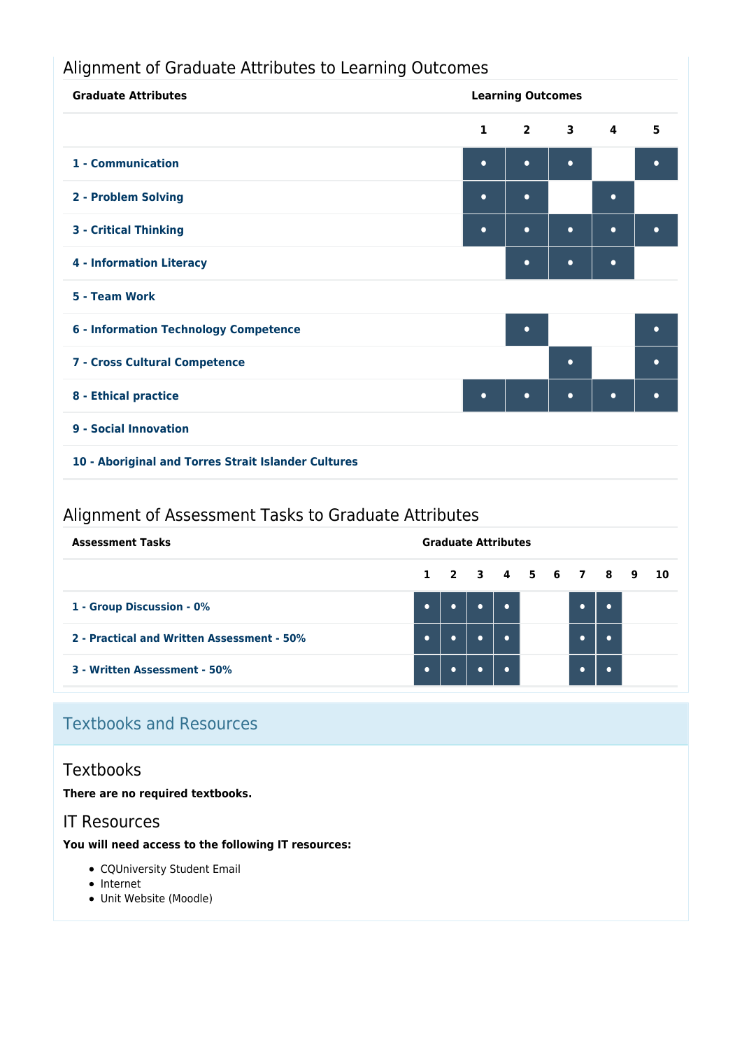## Alignment of Graduate Attributes to Learning Outcomes

| Graduate Attributes | Learning Outcomes | | | | |
|---|---|---|---|---|---|
| | 1 | 2 | 3 | 4 | 5 |
| **1 - Communication** | • | • | • | | • |
| **2 - Problem Solving** | • | • | | • | |
| **3 - Critical Thinking** | • | • | • | • | • |
| **4 - Information Literacy** | | • | • | • | |
| **5 - Team Work** | | | | | |
| **6 - Information Technology Competence** | | • | | | • |
| **7 - Cross Cultural Competence** | | | • | | • |
| **8 - Ethical practice** | • | • | • | • | • |
| **9 - Social Innovation** | | | | | |
| **10 - Aboriginal and Torres Strait Islander Cultures** | | | | | |

## Alignment of Assessment Tasks to Graduate Attributes

| Assessment Tasks | Graduate Attributes | | | | | | | | | |
|---|---|---|---|---|---|---|---|---|---|---|
| | 1 | 2 | 3 | 4 | 5 | 6 | 7 | 8 | 9 | 10 |
| **1 - Group Discussion - 0%** | • | • | • | • | | | • | • | | |
| **2 - Practical and Written Assessment - 50%** | • | • | • | • | | | • | • | | |
| **3 - Written Assessment - 50%** | • | • | • | • | | | • | • | | |

## Textbooks and Resources

### Textbooks

**There are no required textbooks.**

### IT Resources

**You will need access to the following IT resources:**

- CQUniversity Student Email
- Internet
- Unit Website (Moodle)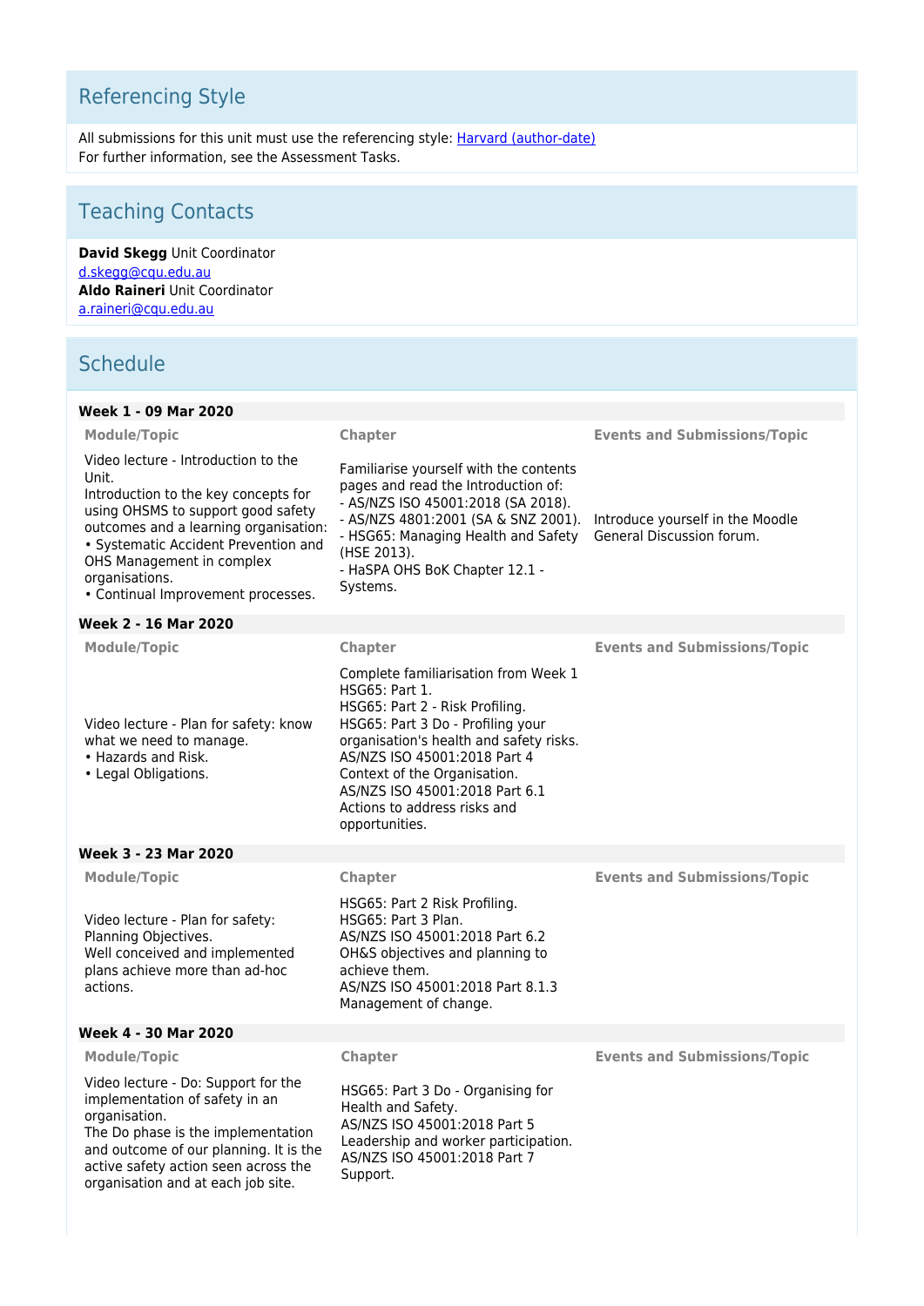## Referencing Style

All submissions for this unit must use the referencing style: [Harvard (author-date)]
For further information, see the Assessment Tasks.

## Teaching Contacts

**David Skegg** Unit Coordinator
d.skegg@cqu.edu.au
**Aldo Raineri** Unit Coordinator
a.raineri@cqu.edu.au

## Schedule

### Week 1 - 09 Mar 2020

| Module/Topic | Chapter | Events and Submissions/Topic |
|---|---|---|
| Video lecture - Introduction to the Unit.<br>Introduction to the key concepts for using OHSMS to support good safety outcomes and a learning organisation:<br>• Systematic Accident Prevention and OHS Management in complex organisations.<br>• Continual Improvement processes. | Familiarise yourself with the contents pages and read the Introduction of:<br>- AS/NZS ISO 45001:2018 (SA 2018).<br>- AS/NZS 4801:2001 (SA & SNZ 2001).<br>- HSG65: Managing Health and Safety (HSE 2013).<br>- HaSPA OHS BoK Chapter 12.1 - Systems. | Introduce yourself in the Moodle General Discussion forum. |

### Week 2 - 16 Mar 2020

| Module/Topic | Chapter | Events and Submissions/Topic |
|---|---|---|
| Video lecture - Plan for safety: know what we need to manage.<br>• Hazards and Risk.<br>• Legal Obligations. | Complete familiarisation from Week 1<br>HSG65: Part 1.<br>HSG65: Part 2 - Risk Profiling.<br>HSG65: Part 3 Do - Profiling your organisation's health and safety risks.<br>AS/NZS ISO 45001:2018 Part 4 Context of the Organisation.<br>AS/NZS ISO 45001:2018 Part 6.1 Actions to address risks and opportunities. | |

### Week 3 - 23 Mar 2020

| Module/Topic | Chapter | Events and Submissions/Topic |
|---|---|---|
| Video lecture - Plan for safety: Planning Objectives.<br>Well conceived and implemented plans achieve more than ad-hoc actions. | HSG65: Part 2 Risk Profiling.<br>HSG65: Part 3 Plan.<br>AS/NZS ISO 45001:2018 Part 6.2 OH&S objectives and planning to achieve them.<br>AS/NZS ISO 45001:2018 Part 8.1.3 Management of change. | |

### Week 4 - 30 Mar 2020

| Module/Topic | Chapter | Events and Submissions/Topic |
|---|---|---|
| Video lecture - Do: Support for the implementation of safety in an organisation.<br>The Do phase is the implementation and outcome of our planning. It is the active safety action seen across the organisation and at each job site. | HSG65: Part 3 Do - Organising for Health and Safety.<br>AS/NZS ISO 45001:2018 Part 5 Leadership and worker participation.<br>AS/NZS ISO 45001:2018 Part 7 Support. | |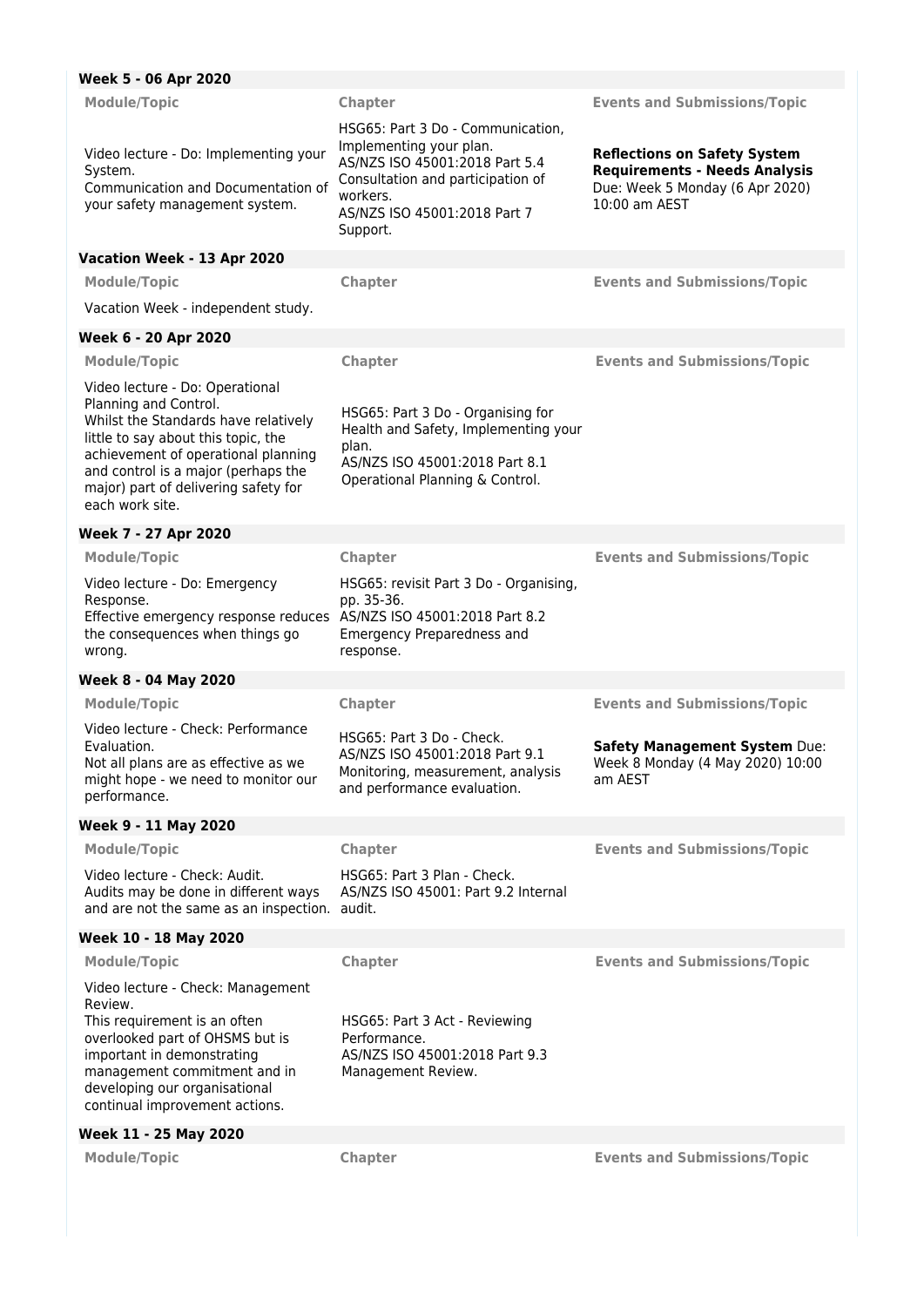**Week 5 - 06 Apr 2020**

| Module/Topic | Chapter | Events and Submissions/Topic |
| --- | --- | --- |
| Video lecture - Do: Implementing your System. Communication and Documentation of your safety management system. | HSG65: Part 3 Do - Communication, Implementing your plan. AS/NZS ISO 45001:2018 Part 5.4 Consultation and participation of workers. AS/NZS ISO 45001:2018 Part 7 Support. | **Reflections on Safety System Requirements - Needs Analysis** Due: Week 5 Monday (6 Apr 2020) 10:00 am AEST |

**Vacation Week - 13 Apr 2020**

| Module/Topic | Chapter | Events and Submissions/Topic |
| --- | --- | --- |
| Vacation Week - independent study. | | |

**Week 6 - 20 Apr 2020**

| Module/Topic | Chapter | Events and Submissions/Topic |
| --- | --- | --- |
| Video lecture - Do: Operational Planning and Control. Whilst the Standards have relatively little to say about this topic, the achievement of operational planning and control is a major (perhaps the major) part of delivering safety for each work site. | HSG65: Part 3 Do - Organising for Health and Safety, Implementing your plan. AS/NZS ISO 45001:2018 Part 8.1 Operational Planning & Control. | |

**Week 7 - 27 Apr 2020**

| Module/Topic | Chapter | Events and Submissions/Topic |
| --- | --- | --- |
| Video lecture - Do: Emergency Response. Effective emergency response reduces the consequences when things go wrong. | HSG65: revisit Part 3 Do - Organising, pp. 35-36. AS/NZS ISO 45001:2018 Part 8.2 Emergency Preparedness and response. | |

**Week 8 - 04 May 2020**

| Module/Topic | Chapter | Events and Submissions/Topic |
| --- | --- | --- |
| Video lecture - Check: Performance Evaluation. Not all plans are as effective as we might hope - we need to monitor our performance. | HSG65: Part 3 Do - Check. AS/NZS ISO 45001:2018 Part 9.1 Monitoring, measurement, analysis and performance evaluation. | **Safety Management System** Due: Week 8 Monday (4 May 2020) 10:00 am AEST |

**Week 9 - 11 May 2020**

| Module/Topic | Chapter | Events and Submissions/Topic |
| --- | --- | --- |
| Video lecture - Check: Audit. Audits may be done in different ways and are not the same as an inspection. | HSG65: Part 3 Plan - Check. AS/NZS ISO 45001: Part 9.2 Internal audit. | |

**Week 10 - 18 May 2020**

| Module/Topic | Chapter | Events and Submissions/Topic |
| --- | --- | --- |
| Video lecture - Check: Management Review. This requirement is an often overlooked part of OHSMS but is important in demonstrating management commitment and in developing our organisational continual improvement actions. | HSG65: Part 3 Act - Reviewing Performance. AS/NZS ISO 45001:2018 Part 9.3 Management Review. | |

**Week 11 - 25 May 2020**

| Module/Topic | Chapter | Events and Submissions/Topic |
| --- | --- | --- |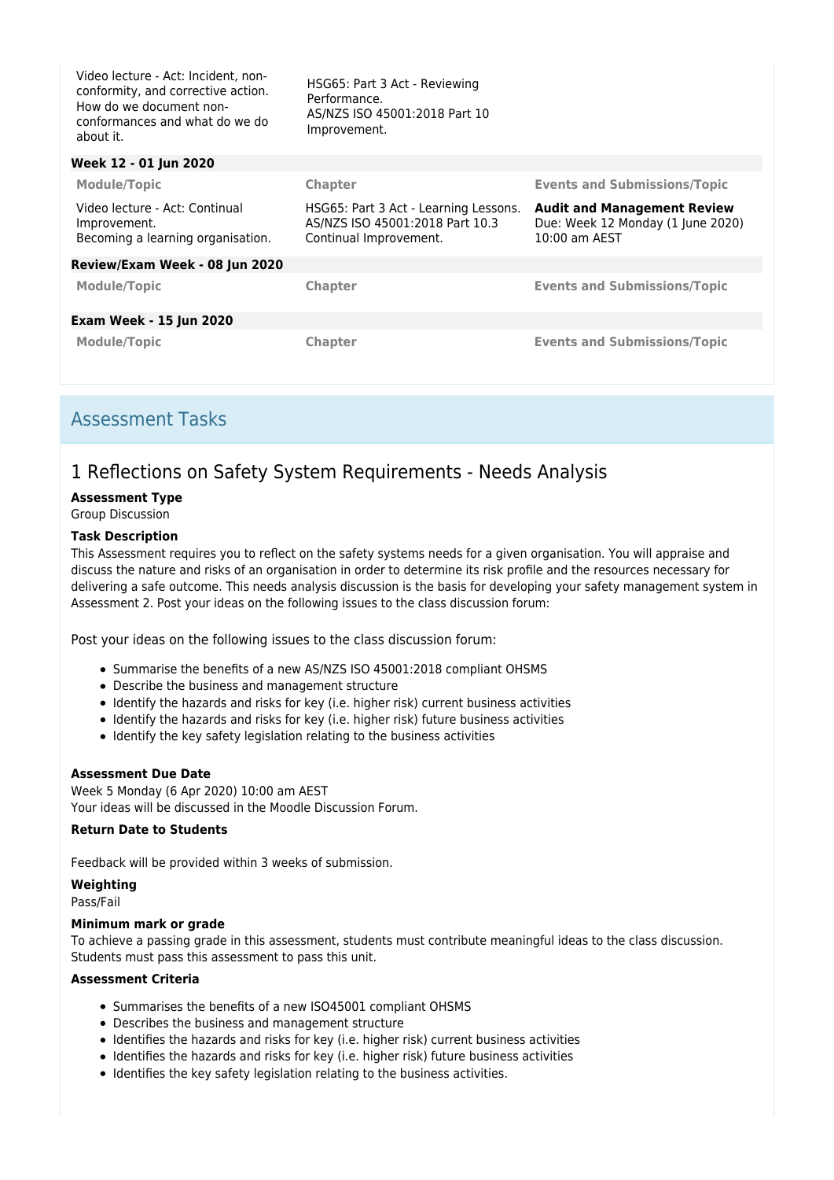| Module/Topic | Chapter | Events and Submissions/Topic |
|---|---|---|
| Video lecture - Act: Incident, non-conformity, and corrective action. How do we document non-conformances and what do we do about it. | HSG65: Part 3 Act - Reviewing Performance. AS/NZS ISO 45001:2018 Part 10 Improvement. | |

**Week 12 - 01 Jun 2020**

| Module/Topic | Chapter | Events and Submissions/Topic |
|---|---|---|
| Video lecture - Act: Continual Improvement. Becoming a learning organisation. | HSG65: Part 3 Act - Learning Lessons. AS/NZS ISO 45001:2018 Part 10.3 Continual Improvement. | **Audit and Management Review** Due: Week 12 Monday (1 June 2020) 10:00 am AEST |

**Review/Exam Week - 08 Jun 2020**

| Module/Topic | Chapter | Events and Submissions/Topic |
|---|---|---|

**Exam Week - 15 Jun 2020**

| Module/Topic | Chapter | Events and Submissions/Topic |
|---|---|---|

## Assessment Tasks

### 1 Reflections on Safety System Requirements - Needs Analysis

**Assessment Type**

Group Discussion

**Task Description**

This Assessment requires you to reflect on the safety systems needs for a given organisation. You will appraise and discuss the nature and risks of an organisation in order to determine its risk profile and the resources necessary for delivering a safe outcome. This needs analysis discussion is the basis for developing your safety management system in Assessment 2. Post your ideas on the following issues to the class discussion forum:

Post your ideas on the following issues to the class discussion forum:

- Summarise the benefits of a new AS/NZS ISO 45001:2018 compliant OHSMS
- Describe the business and management structure
- Identify the hazards and risks for key (i.e. higher risk) current business activities
- Identify the hazards and risks for key (i.e. higher risk) future business activities
- Identify the key safety legislation relating to the business activities

**Assessment Due Date**

Week 5 Monday (6 Apr 2020) 10:00 am AEST

Your ideas will be discussed in the Moodle Discussion Forum.

**Return Date to Students**

Feedback will be provided within 3 weeks of submission.

**Weighting**

Pass/Fail

**Minimum mark or grade**

To achieve a passing grade in this assessment, students must contribute meaningful ideas to the class discussion. Students must pass this assessment to pass this unit.

**Assessment Criteria**

- Summarises the benefits of a new ISO45001 compliant OHSMS
- Describes the business and management structure
- Identifies the hazards and risks for key (i.e. higher risk) current business activities
- Identifies the hazards and risks for key (i.e. higher risk) future business activities
- Identifies the key safety legislation relating to the business activities.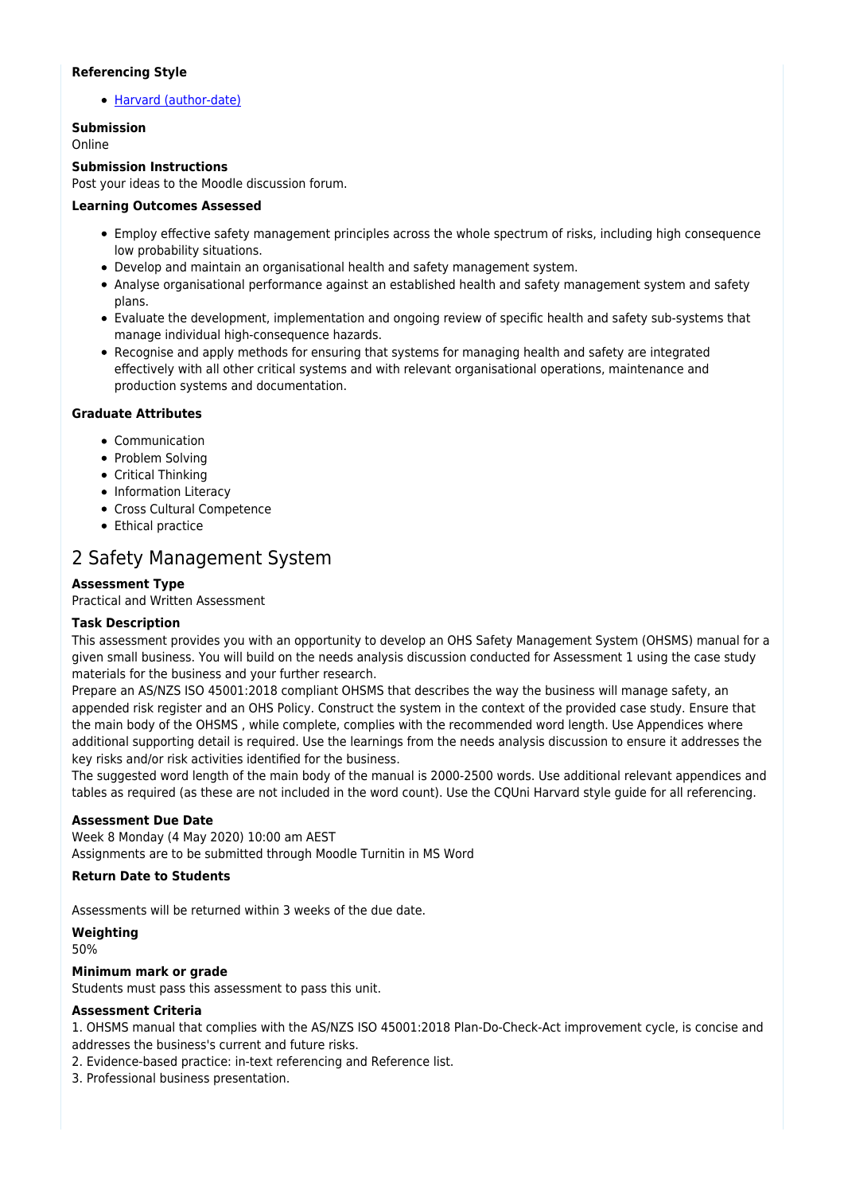**Referencing Style**

- [Harvard (author-date)]

**Submission**
Online

**Submission Instructions**
Post your ideas to the Moodle discussion forum.

**Learning Outcomes Assessed**

- Employ effective safety management principles across the whole spectrum of risks, including high consequence low probability situations.
- Develop and maintain an organisational health and safety management system.
- Analyse organisational performance against an established health and safety management system and safety plans.
- Evaluate the development, implementation and ongoing review of specific health and safety sub-systems that manage individual high-consequence hazards.
- Recognise and apply methods for ensuring that systems for managing health and safety are integrated effectively with all other critical systems and with relevant organisational operations, maintenance and production systems and documentation.

**Graduate Attributes**

- Communication
- Problem Solving
- Critical Thinking
- Information Literacy
- Cross Cultural Competence
- Ethical practice

## 2 Safety Management System

**Assessment Type**
Practical and Written Assessment

**Task Description**
This assessment provides you with an opportunity to develop an OHS Safety Management System (OHSMS) manual for a given small business. You will build on the needs analysis discussion conducted for Assessment 1 using the case study materials for the business and your further research.
Prepare an AS/NZS ISO 45001:2018 compliant OHSMS that describes the way the business will manage safety, an appended risk register and an OHS Policy. Construct the system in the context of the provided case study. Ensure that the main body of the OHSMS , while complete, complies with the recommended word length. Use Appendices where additional supporting detail is required. Use the learnings from the needs analysis discussion to ensure it addresses the key risks and/or risk activities identified for the business.
The suggested word length of the main body of the manual is 2000-2500 words. Use additional relevant appendices and tables as required (as these are not included in the word count). Use the CQUni Harvard style guide for all referencing.

**Assessment Due Date**
Week 8 Monday (4 May 2020) 10:00 am AEST
Assignments are to be submitted through Moodle Turnitin in MS Word

**Return Date to Students**

Assessments will be returned within 3 weeks of the due date.

**Weighting**
50%

**Minimum mark or grade**
Students must pass this assessment to pass this unit.

**Assessment Criteria**
1. OHSMS manual that complies with the AS/NZS ISO 45001:2018 Plan-Do-Check-Act improvement cycle, is concise and addresses the business's current and future risks.
2. Evidence-based practice: in-text referencing and Reference list.
3. Professional business presentation.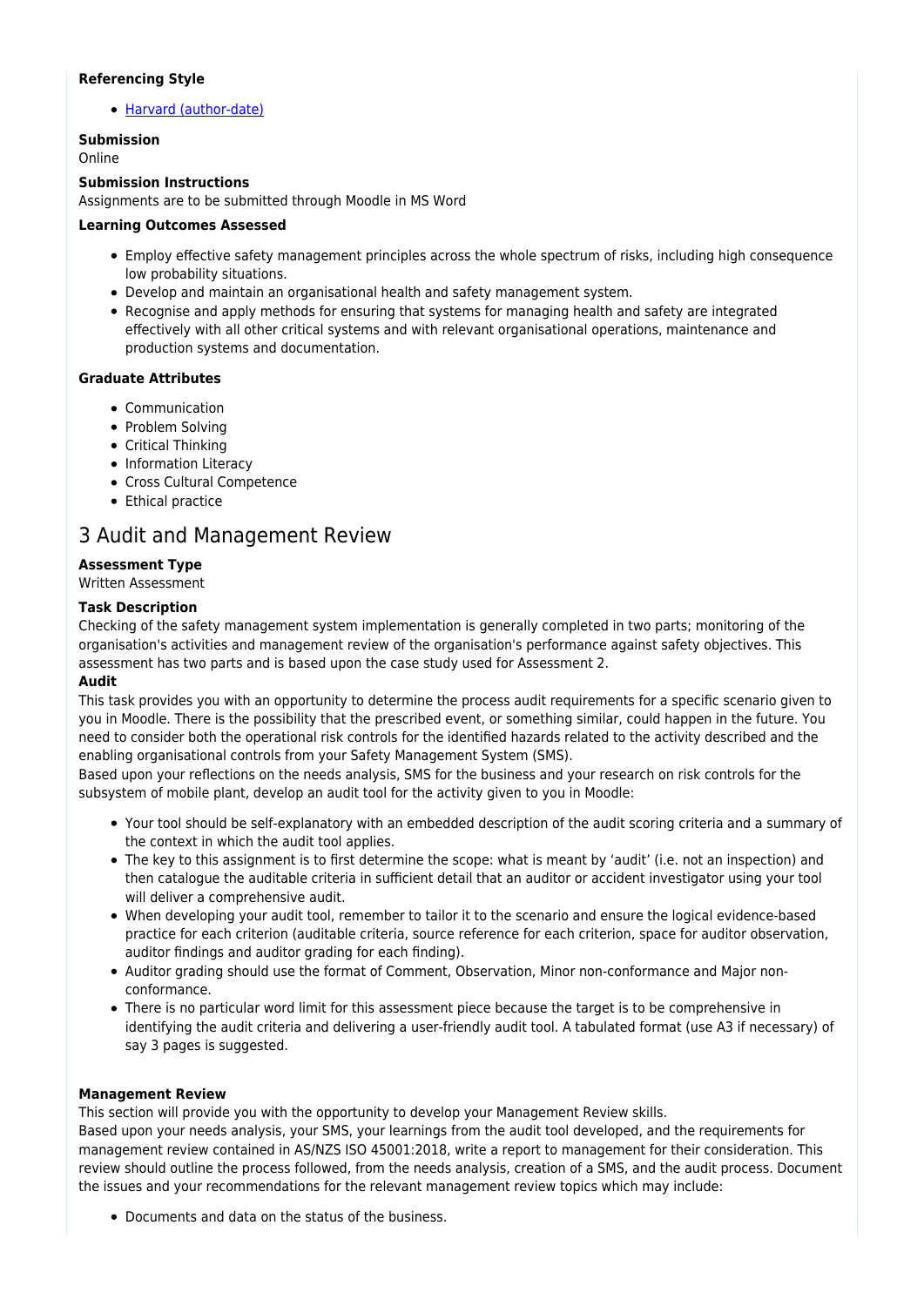**Referencing Style**

- [Harvard (author-date)]

**Submission**
Online

**Submission Instructions**
Assignments are to be submitted through Moodle in MS Word

**Learning Outcomes Assessed**

- Employ effective safety management principles across the whole spectrum of risks, including high consequence low probability situations.
- Develop and maintain an organisational health and safety management system.
- Recognise and apply methods for ensuring that systems for managing health and safety are integrated effectively with all other critical systems and with relevant organisational operations, maintenance and production systems and documentation.

**Graduate Attributes**

- Communication
- Problem Solving
- Critical Thinking
- Information Literacy
- Cross Cultural Competence
- Ethical practice

## 3 Audit and Management Review

**Assessment Type**
Written Assessment

**Task Description**
Checking of the safety management system implementation is generally completed in two parts; monitoring of the organisation's activities and management review of the organisation's performance against safety objectives. This assessment has two parts and is based upon the case study used for Assessment 2.

**Audit**
This task provides you with an opportunity to determine the process audit requirements for a specific scenario given to you in Moodle. There is the possibility that the prescribed event, or something similar, could happen in the future. You need to consider both the operational risk controls for the identified hazards related to the activity described and the enabling organisational controls from your Safety Management System (SMS).
Based upon your reflections on the needs analysis, SMS for the business and your research on risk controls for the subsystem of mobile plant, develop an audit tool for the activity given to you in Moodle:

- Your tool should be self-explanatory with an embedded description of the audit scoring criteria and a summary of the context in which the audit tool applies.
- The key to this assignment is to first determine the scope: what is meant by 'audit' (i.e. not an inspection) and then catalogue the auditable criteria in sufficient detail that an auditor or accident investigator using your tool will deliver a comprehensive audit.
- When developing your audit tool, remember to tailor it to the scenario and ensure the logical evidence-based practice for each criterion (auditable criteria, source reference for each criterion, space for auditor observation, auditor findings and auditor grading for each finding).
- Auditor grading should use the format of Comment, Observation, Minor non-conformance and Major non-conformance.
- There is no particular word limit for this assessment piece because the target is to be comprehensive in identifying the audit criteria and delivering a user-friendly audit tool. A tabulated format (use A3 if necessary) of say 3 pages is suggested.

**Management Review**
This section will provide you with the opportunity to develop your Management Review skills.
Based upon your needs analysis, your SMS, your learnings from the audit tool developed, and the requirements for management review contained in AS/NZS ISO 45001:2018, write a report to management for their consideration. This review should outline the process followed, from the needs analysis, creation of a SMS, and the audit process. Document the issues and your recommendations for the relevant management review topics which may include:

- Documents and data on the status of the business.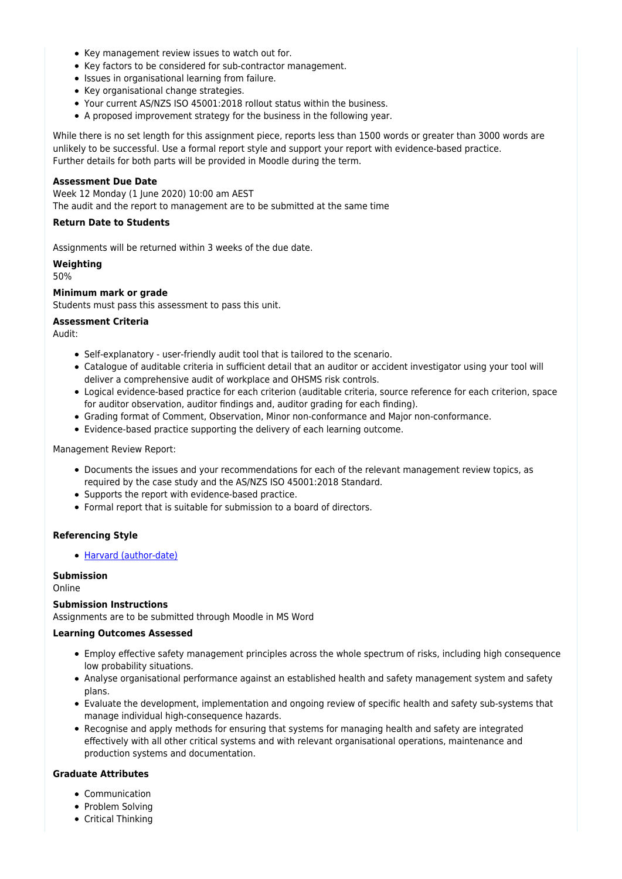- Key management review issues to watch out for.
- Key factors to be considered for sub-contractor management.
- Issues in organisational learning from failure.
- Key organisational change strategies.
- Your current AS/NZS ISO 45001:2018 rollout status within the business.
- A proposed improvement strategy for the business in the following year.

While there is no set length for this assignment piece, reports less than 1500 words or greater than 3000 words are unlikely to be successful. Use a formal report style and support your report with evidence-based practice.
Further details for both parts will be provided in Moodle during the term.

**Assessment Due Date**
Week 12 Monday (1 June 2020) 10:00 am AEST
The audit and the report to management are to be submitted at the same time

**Return Date to Students**

Assignments will be returned within 3 weeks of the due date.

**Weighting**
50%

**Minimum mark or grade**
Students must pass this assessment to pass this unit.

**Assessment Criteria**
Audit:

- Self-explanatory - user-friendly audit tool that is tailored to the scenario.
- Catalogue of auditable criteria in sufficient detail that an auditor or accident investigator using your tool will deliver a comprehensive audit of workplace and OHSMS risk controls.
- Logical evidence-based practice for each criterion (auditable criteria, source reference for each criterion, space for auditor observation, auditor findings and, auditor grading for each finding).
- Grading format of Comment, Observation, Minor non-conformance and Major non-conformance.
- Evidence-based practice supporting the delivery of each learning outcome.

Management Review Report:

- Documents the issues and your recommendations for each of the relevant management review topics, as required by the case study and the AS/NZS ISO 45001:2018 Standard.
- Supports the report with evidence-based practice.
- Formal report that is suitable for submission to a board of directors.

**Referencing Style**

- Harvard (author-date)

**Submission**
Online

**Submission Instructions**
Assignments are to be submitted through Moodle in MS Word

**Learning Outcomes Assessed**

- Employ effective safety management principles across the whole spectrum of risks, including high consequence low probability situations.
- Analyse organisational performance against an established health and safety management system and safety plans.
- Evaluate the development, implementation and ongoing review of specific health and safety sub-systems that manage individual high-consequence hazards.
- Recognise and apply methods for ensuring that systems for managing health and safety are integrated effectively with all other critical systems and with relevant organisational operations, maintenance and production systems and documentation.

**Graduate Attributes**

- Communication
- Problem Solving
- Critical Thinking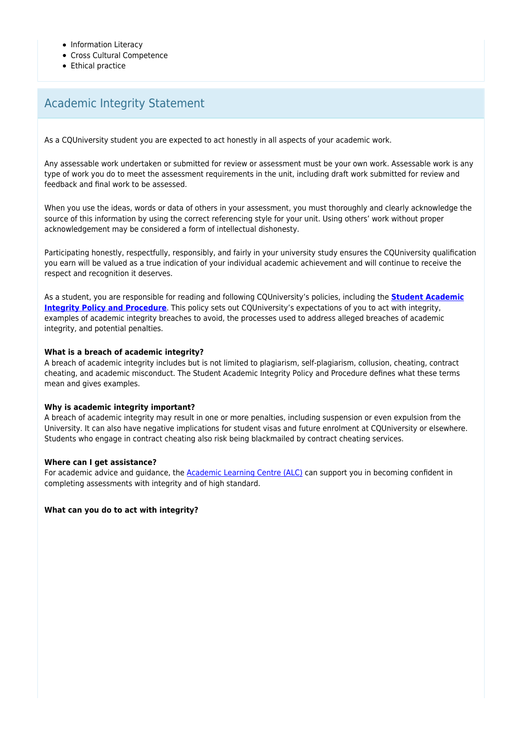- Information Literacy
- Cross Cultural Competence
- Ethical practice

## Academic Integrity Statement

As a CQUniversity student you are expected to act honestly in all aspects of your academic work.

Any assessable work undertaken or submitted for review or assessment must be your own work. Assessable work is any type of work you do to meet the assessment requirements in the unit, including draft work submitted for review and feedback and final work to be assessed.

When you use the ideas, words or data of others in your assessment, you must thoroughly and clearly acknowledge the source of this information by using the correct referencing style for your unit. Using others' work without proper acknowledgement may be considered a form of intellectual dishonesty.

Participating honestly, respectfully, responsibly, and fairly in your university study ensures the CQUniversity qualification you earn will be valued as a true indication of your individual academic achievement and will continue to receive the respect and recognition it deserves.

As a student, you are responsible for reading and following CQUniversity's policies, including the **Student Academic Integrity Policy and Procedure**. This policy sets out CQUniversity's expectations of you to act with integrity, examples of academic integrity breaches to avoid, the processes used to address alleged breaches of academic integrity, and potential penalties.

**What is a breach of academic integrity?**
A breach of academic integrity includes but is not limited to plagiarism, self-plagiarism, collusion, cheating, contract cheating, and academic misconduct. The Student Academic Integrity Policy and Procedure defines what these terms mean and gives examples.

**Why is academic integrity important?**
A breach of academic integrity may result in one or more penalties, including suspension or even expulsion from the University. It can also have negative implications for student visas and future enrolment at CQUniversity or elsewhere. Students who engage in contract cheating also risk being blackmailed by contract cheating services.

**Where can I get assistance?**
For academic advice and guidance, the Academic Learning Centre (ALC) can support you in becoming confident in completing assessments with integrity and of high standard.

**What can you do to act with integrity?**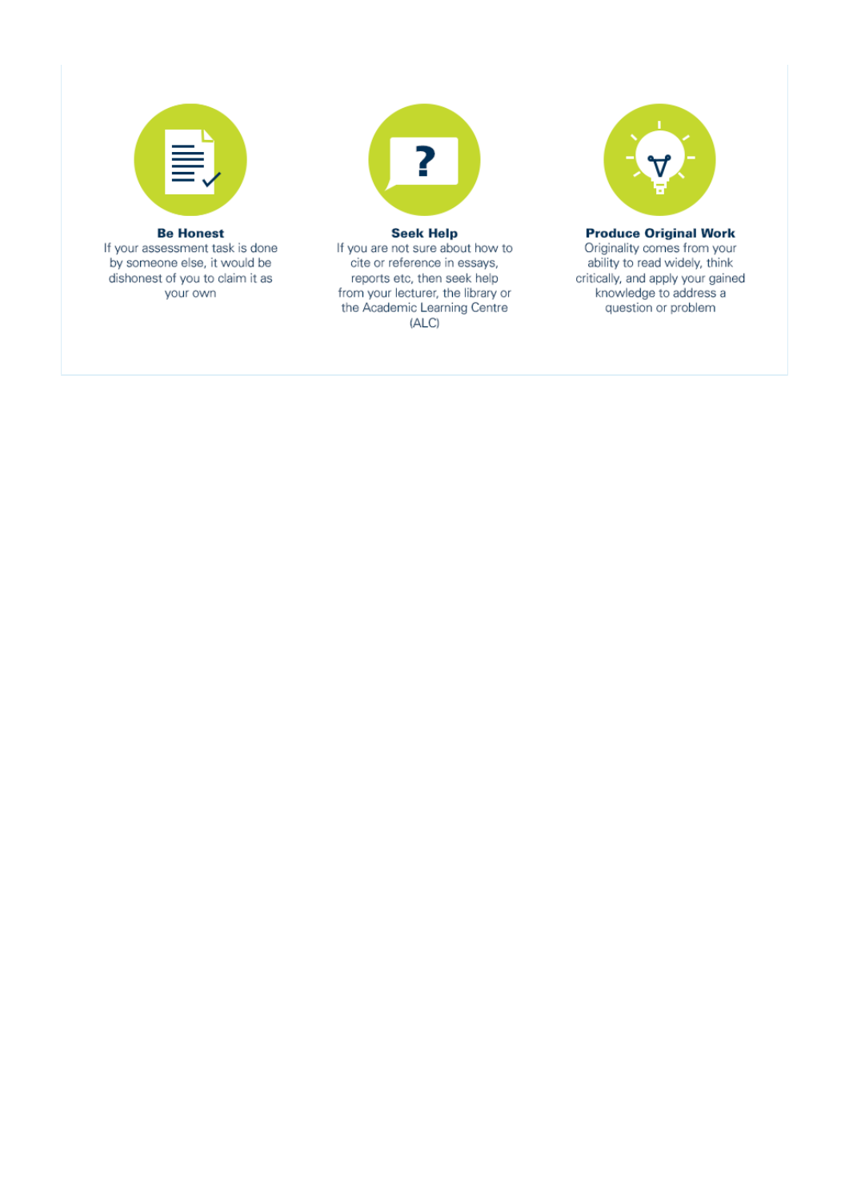**Be Honest**

If your assessment task is done by someone else, it would be dishonest of you to claim it as your own

**Seek Help**

If you are not sure about how to cite or reference in essays, reports etc, then seek help from your lecturer, the library or the Academic Learning Centre (ALC)

**Produce Original Work**

Originality comes from your ability to read widely, think critically, and apply your gained knowledge to address a question or problem